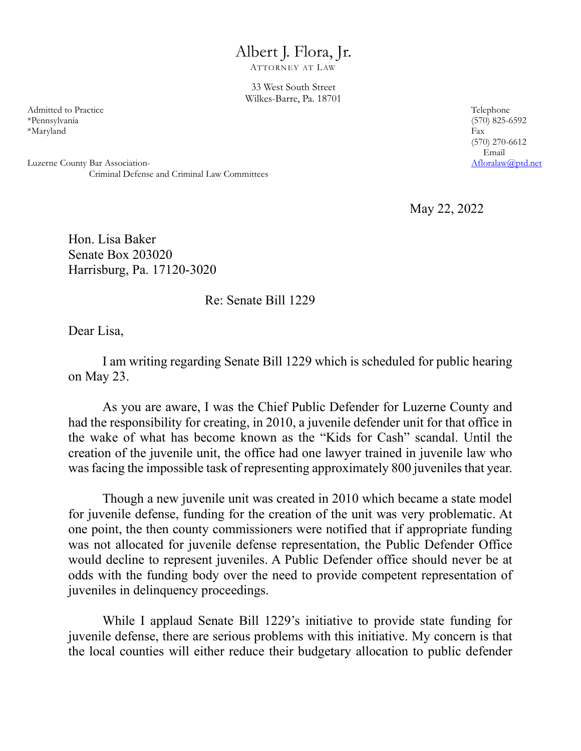# Albert J. Flora, Jr.

ATTORNEY AT LAW

33 West South Street
Wilkes-Barre, Pa. 18701

Admitted to Practice
*Pennsylvania
*Maryland

Telephone
(570) 825-6592
Fax
(570) 270-6612
Email
Afloralaw@ptd.net

Luzerne County Bar Association-
Criminal Defense and Criminal Law Committees

May 22, 2022

Hon. Lisa Baker
Senate Box 203020
Harrisburg, Pa. 17120-3020

Re: Senate Bill 1229

Dear Lisa,

I am writing regarding Senate Bill 1229 which is scheduled for public hearing on May 23.

As you are aware, I was the Chief Public Defender for Luzerne County and had the responsibility for creating, in 2010, a juvenile defender unit for that office in the wake of what has become known as the "Kids for Cash" scandal. Until the creation of the juvenile unit, the office had one lawyer trained in juvenile law who was facing the impossible task of representing approximately 800 juveniles that year.

Though a new juvenile unit was created in 2010 which became a state model for juvenile defense, funding for the creation of the unit was very problematic. At one point, the then county commissioners were notified that if appropriate funding was not allocated for juvenile defense representation, the Public Defender Office would decline to represent juveniles. A Public Defender office should never be at odds with the funding body over the need to provide competent representation of juveniles in delinquency proceedings.

While I applaud Senate Bill 1229's initiative to provide state funding for juvenile defense, there are serious problems with this initiative. My concern is that the local counties will either reduce their budgetary allocation to public defender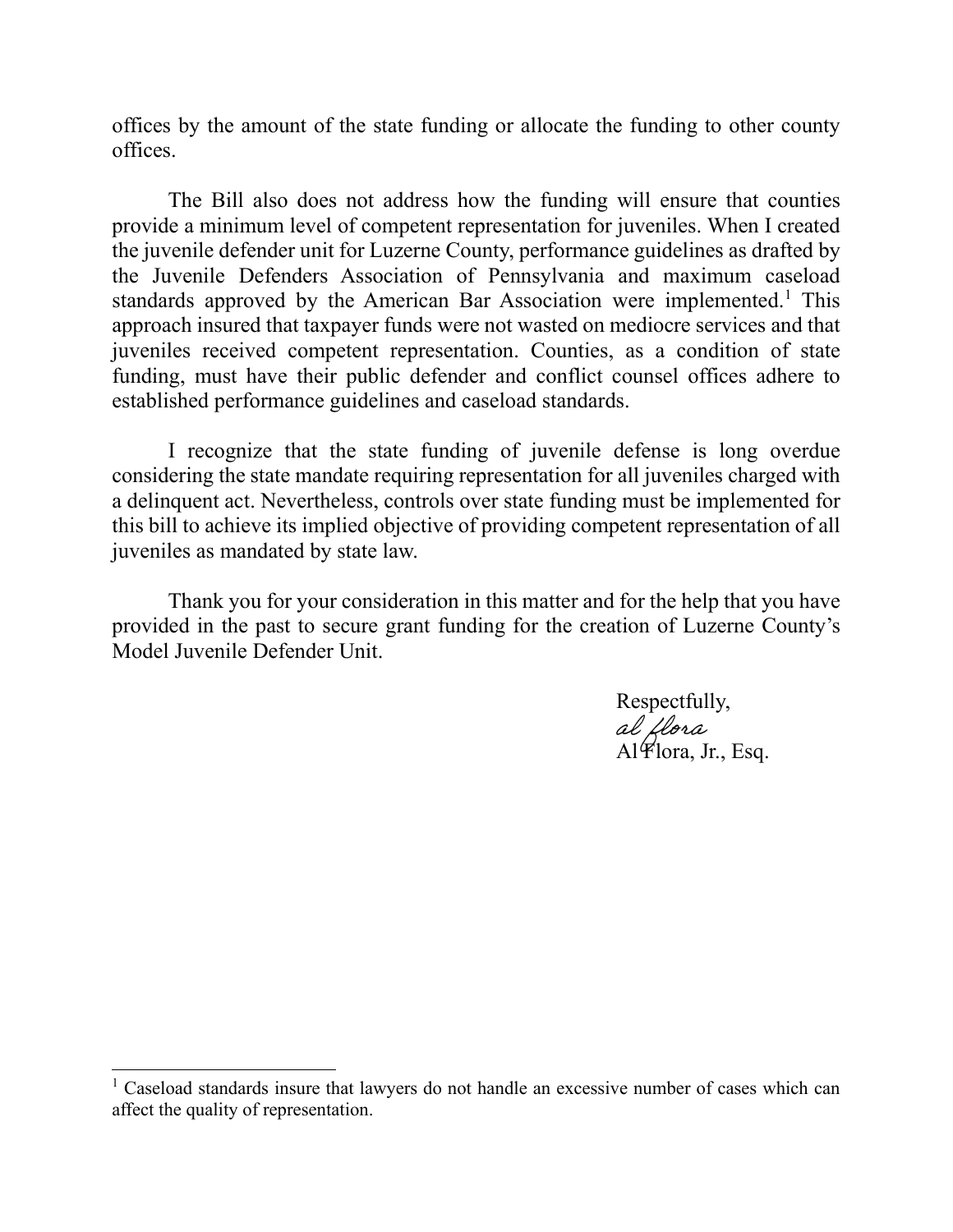offices by the amount of the state funding or allocate the funding to other county offices.

The Bill also does not address how the funding will ensure that counties provide a minimum level of competent representation for juveniles. When I created the juvenile defender unit for Luzerne County, performance guidelines as drafted by the Juvenile Defenders Association of Pennsylvania and maximum caseload standards approved by the American Bar Association were implemented.[1] This approach insured that taxpayer funds were not wasted on mediocre services and that juveniles received competent representation. Counties, as a condition of state funding, must have their public defender and conflict counsel offices adhere to established performance guidelines and caseload standards.

I recognize that the state funding of juvenile defense is long overdue considering the state mandate requiring representation for all juveniles charged with a delinquent act. Nevertheless, controls over state funding must be implemented for this bill to achieve its implied objective of providing competent representation of all juveniles as mandated by state law.

Thank you for your consideration in this matter and for the help that you have provided in the past to secure grant funding for the creation of Luzerne County's Model Juvenile Defender Unit.

Respectfully,
*al flora*
Al Flora, Jr., Esq.

[1] Caseload standards insure that lawyers do not handle an excessive number of cases which can affect the quality of representation.